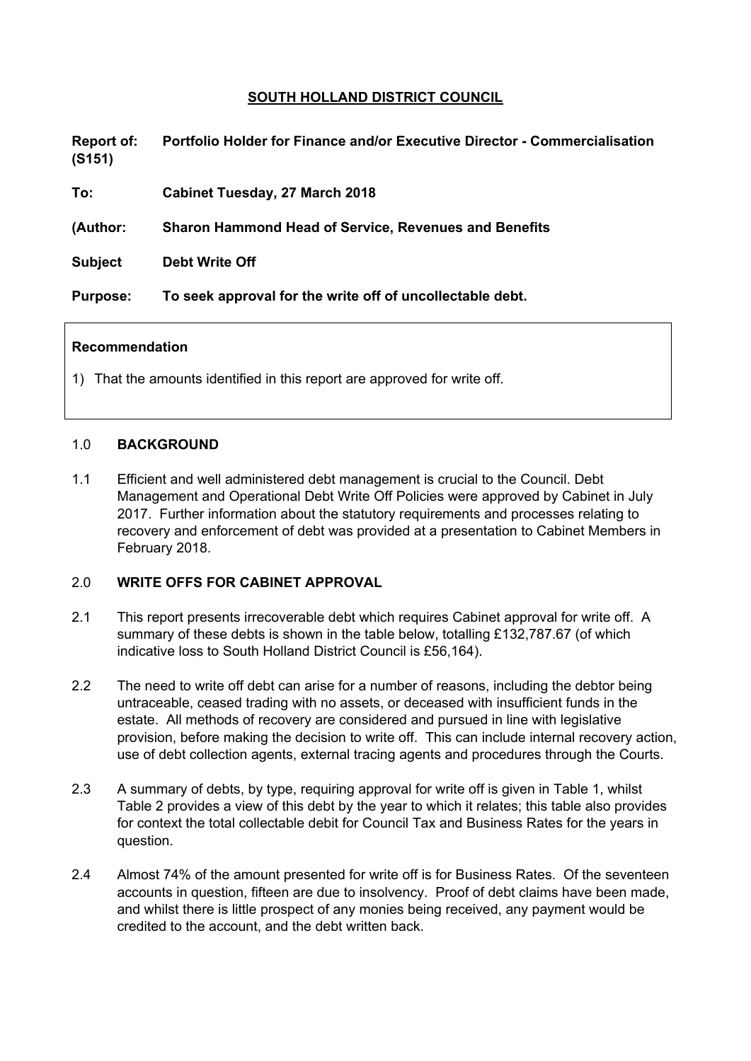**SOUTH HOLLAND DISTRICT COUNCIL**

**Report of: (S151)** **Portfolio Holder for Finance and/or Executive Director - Commercialisation**

**To:** **Cabinet Tuesday, 27 March 2018**

**(Author:** **Sharon Hammond Head of Service, Revenues and Benefits**

**Subject** **Debt Write Off**

**Purpose:** **To seek approval for the write off of uncollectable debt.**

**Recommendation**

1) That the amounts identified in this report are approved for write off.

## 1.0 BACKGROUND

1.1 Efficient and well administered debt management is crucial to the Council. Debt Management and Operational Debt Write Off Policies were approved by Cabinet in July 2017. Further information about the statutory requirements and processes relating to recovery and enforcement of debt was provided at a presentation to Cabinet Members in February 2018.

## 2.0 WRITE OFFS FOR CABINET APPROVAL

2.1 This report presents irrecoverable debt which requires Cabinet approval for write off. A summary of these debts is shown in the table below, totalling £132,787.67 (of which indicative loss to South Holland District Council is £56,164).

2.2 The need to write off debt can arise for a number of reasons, including the debtor being untraceable, ceased trading with no assets, or deceased with insufficient funds in the estate. All methods of recovery are considered and pursued in line with legislative provision, before making the decision to write off. This can include internal recovery action, use of debt collection agents, external tracing agents and procedures through the Courts.

2.3 A summary of debts, by type, requiring approval for write off is given in Table 1, whilst Table 2 provides a view of this debt by the year to which it relates; this table also provides for context the total collectable debit for Council Tax and Business Rates for the years in question.

2.4 Almost 74% of the amount presented for write off is for Business Rates. Of the seventeen accounts in question, fifteen are due to insolvency. Proof of debt claims have been made, and whilst there is little prospect of any monies being received, any payment would be credited to the account, and the debt written back.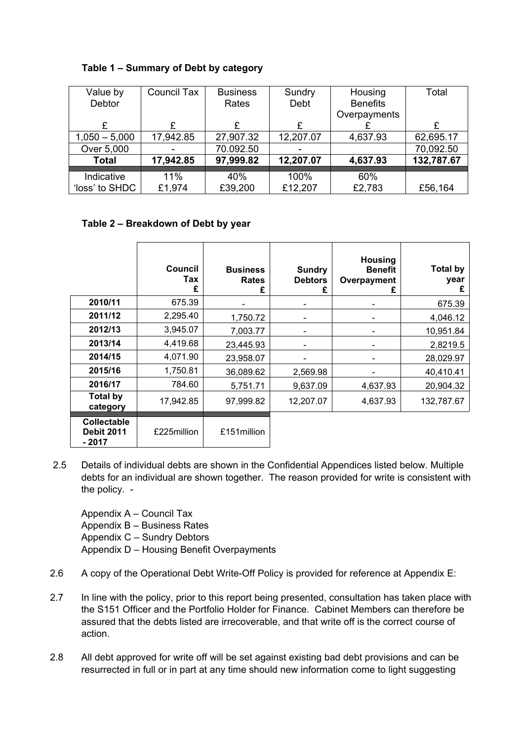**Table 1 – Summary of Debt by category**

| Value by Debtor £ | Council Tax £ | Business Rates £ | Sundry Debt £ | Housing Benefits Overpayments £ | Total £ |
|---|---|---|---|---|---|
| 1,050 – 5,000 | 17,942.85 | 27,907.32 | 12,207.07 | 4,637.93 | 62,695.17 |
| Over 5,000 | - | 70.092.50 | - | | 70,092.50 |
| **Total** | **17,942.85** | **97,999.82** | **12,207.07** | **4,637.93** | **132,787.67** |
| Indicative 'loss' to SHDC | 11% £1,974 | 40% £39,200 | 100% £12,207 | 60% £2,783 | £56,164 |

**Table 2 – Breakdown of Debt by year**

| | **Council Tax £** | **Business Rates £** | **Sundry Debtors £** | **Housing Benefit Overpayment £** | **Total by year £** |
|---|---|---|---|---|---|
| **2010/11** | 675.39 | - | - | - | 675.39 |
| **2011/12** | 2,295.40 | 1,750.72 | - | - | 4,046.12 |
| **2012/13** | 3,945.07 | 7,003.77 | - | - | 10,951.84 |
| **2013/14** | 4,419.68 | 23,445.93 | - | - | 2,8219.5 |
| **2014/15** | 4,071.90 | 23,958.07 | - | - | 28,029.97 |
| **2015/16** | 1,750.81 | 36,089.62 | 2,569.98 | - | 40,410.41 |
| **2016/17** | 784.60 | 5,751.71 | 9,637.09 | 4,637.93 | 20,904.32 |
| **Total by category** | 17,942.85 | 97,999.82 | 12,207.07 | 4,637.93 | 132,787.67 |
| **Collectable Debit 2011 - 2017** | £225million | £151million | | | |

2.5 Details of individual debts are shown in the Confidential Appendices listed below. Multiple debts for an individual are shown together. The reason provided for write is consistent with the policy. -

Appendix A – Council Tax
Appendix B – Business Rates
Appendix C – Sundry Debtors
Appendix D – Housing Benefit Overpayments

2.6 A copy of the Operational Debt Write-Off Policy is provided for reference at Appendix E:

2.7 In line with the policy, prior to this report being presented, consultation has taken place with the S151 Officer and the Portfolio Holder for Finance. Cabinet Members can therefore be assured that the debts listed are irrecoverable, and that write off is the correct course of action.

2.8 All debt approved for write off will be set against existing bad debt provisions and can be resurrected in full or in part at any time should new information come to light suggesting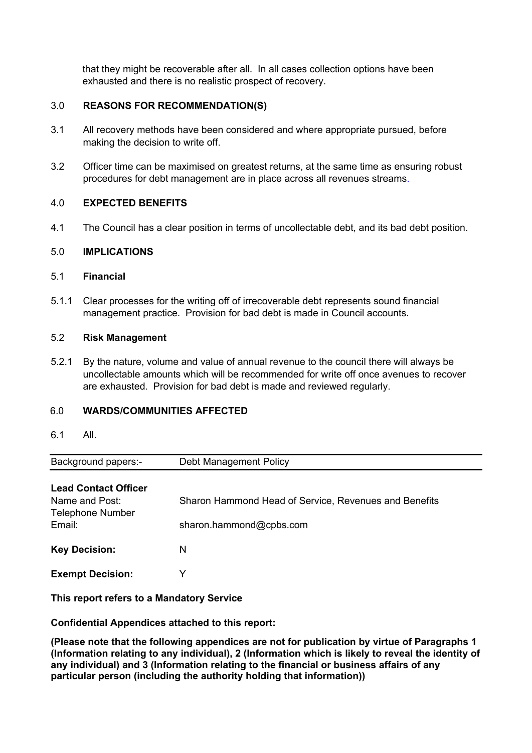that they might be recoverable after all. In all cases collection options have been exhausted and there is no realistic prospect of recovery.

## 3.0 REASONS FOR RECOMMENDATION(S)

3.1 All recovery methods have been considered and where appropriate pursued, before making the decision to write off.

3.2 Officer time can be maximised on greatest returns, at the same time as ensuring robust procedures for debt management are in place across all revenues streams.

## 4.0 EXPECTED BENEFITS

4.1 The Council has a clear position in terms of uncollectable debt, and its bad debt position.

## 5.0 IMPLICATIONS

### 5.1 Financial

5.1.1 Clear processes for the writing off of irrecoverable debt represents sound financial management practice. Provision for bad debt is made in Council accounts.

### 5.2 Risk Management

5.2.1 By the nature, volume and value of annual revenue to the council there will always be uncollectable amounts which will be recommended for write off once avenues to recover are exhausted. Provision for bad debt is made and reviewed regularly.

## 6.0 WARDS/COMMUNITIES AFFECTED

6.1 All.

| Background papers:- | Debt Management Policy |
|---|---|

**Lead Contact Officer**

Name and Post: Sharon Hammond Head of Service, Revenues and Benefits
Telephone Number
Email: sharon.hammond@cpbs.com

**Key Decision:** N

**Exempt Decision:** Y

**This report refers to a Mandatory Service**

**Confidential Appendices attached to this report:**

**(Please note that the following appendices are not for publication by virtue of Paragraphs 1 (Information relating to any individual), 2 (Information which is likely to reveal the identity of any individual) and 3 (Information relating to the financial or business affairs of any particular person (including the authority holding that information))**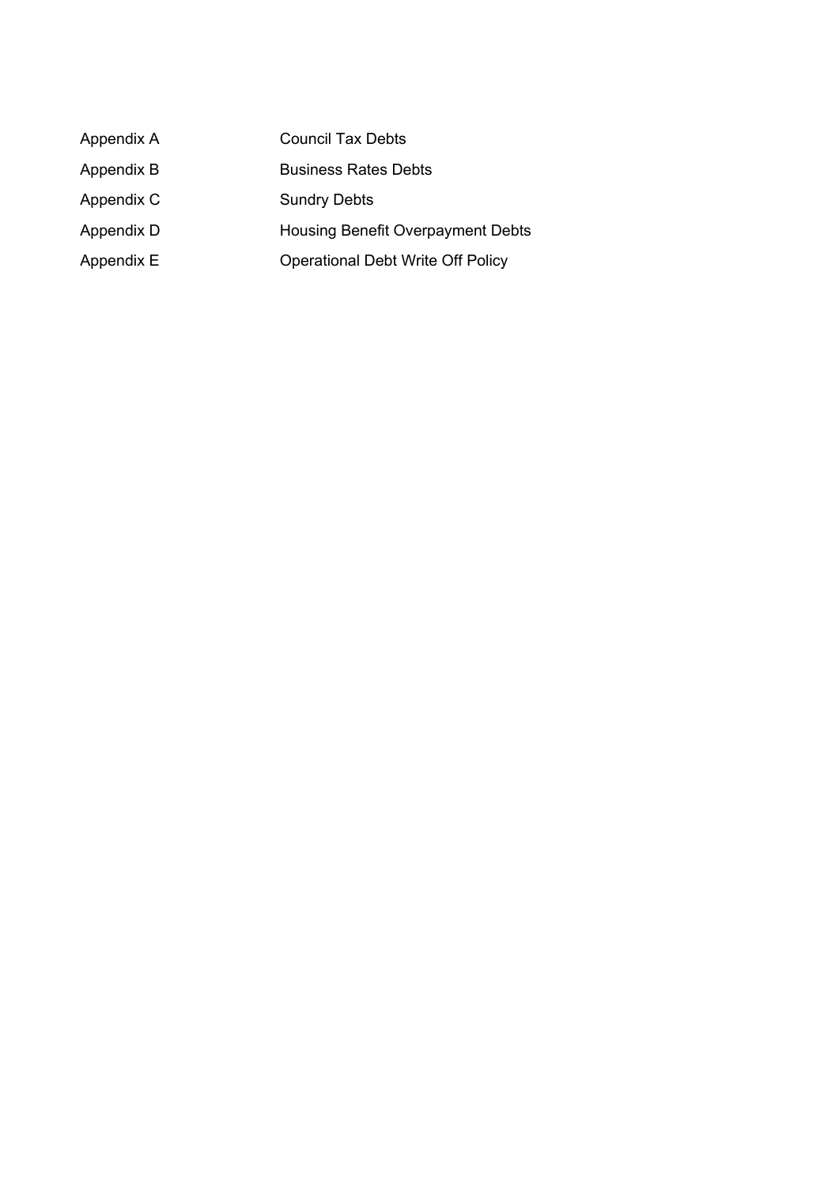| | |
|---|---|
| Appendix A | Council Tax Debts |
| Appendix B | Business Rates Debts |
| Appendix C | Sundry Debts |
| Appendix D | Housing Benefit Overpayment Debts |
| Appendix E | Operational Debt Write Off Policy |